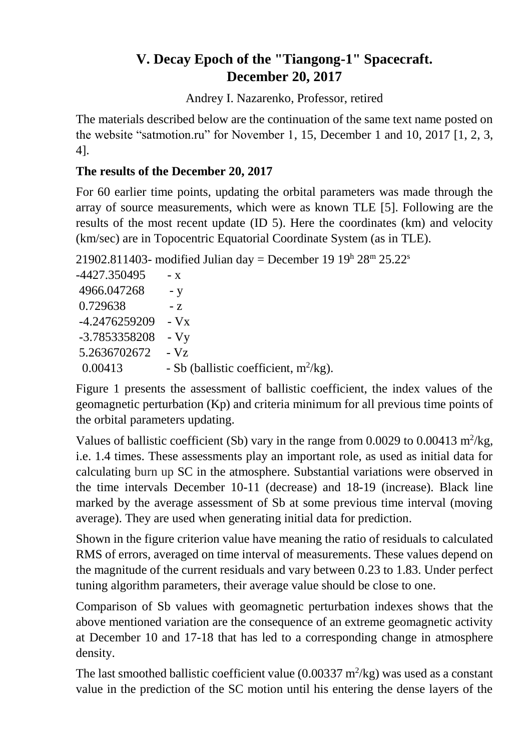# V. Decay Epoch of the "Tiangong-1" Spacecraft. December 20, 2017

Andrey I. Nazarenko, Professor, retired

The materials described below are the continuation of the same text name posted on the website “satmotion.ru” for November 1, 15, December 1 and 10, 2017 [1, 2, 3, 4].

**The results of the December 20, 2017**

For 60 earlier time points, updating the orbital parameters was made through the array of source measurements, which were as known TLE [5]. Following are the results of the most recent update (ID 5). Here the coordinates (km) and velocity (km/sec) are in Topocentric Equatorial Coordinate System (as in TLE).

21902.811403- modified Julian day = December 19 $19^h\ 28^m\ 25.22^s$

-4427.350495 - x
4966.047268 - y
0.729638 - z
-4.2476259209 - Vx
-3.7853358208 - Vy
5.2636702672 - Vz
0.00413 - Sb (ballistic coefficient, $m^2$/kg).

Figure 1 presents the assessment of ballistic coefficient, the index values of the geomagnetic perturbation (Kp) and criteria minimum for all previous time points of the orbital parameters updating.

Values of ballistic coefficient (Sb) vary in the range from 0.0029 to 0.00413 $m^2$/kg, i.e. 1.4 times. These assessments play an important role, as used as initial data for calculating burn up SC in the atmosphere. Substantial variations were observed in the time intervals December 10-11 (decrease) and 18-19 (increase). Black line marked by the average assessment of Sb at some previous time interval (moving average). They are used when generating initial data for prediction.

Shown in the figure criterion value have meaning the ratio of residuals to calculated RMS of errors, averaged on time interval of measurements. These values depend on the magnitude of the current residuals and vary between 0.23 to 1.83. Under perfect tuning algorithm parameters, their average value should be close to one.

Comparison of Sb values with geomagnetic perturbation indexes shows that the above mentioned variation are the consequence of an extreme geomagnetic activity at December 10 and 17-18 that has led to a corresponding change in atmosphere density.

The last smoothed ballistic coefficient value (0.00337 $m^2$/kg) was used as a constant value in the prediction of the SC motion until his entering the dense layers of the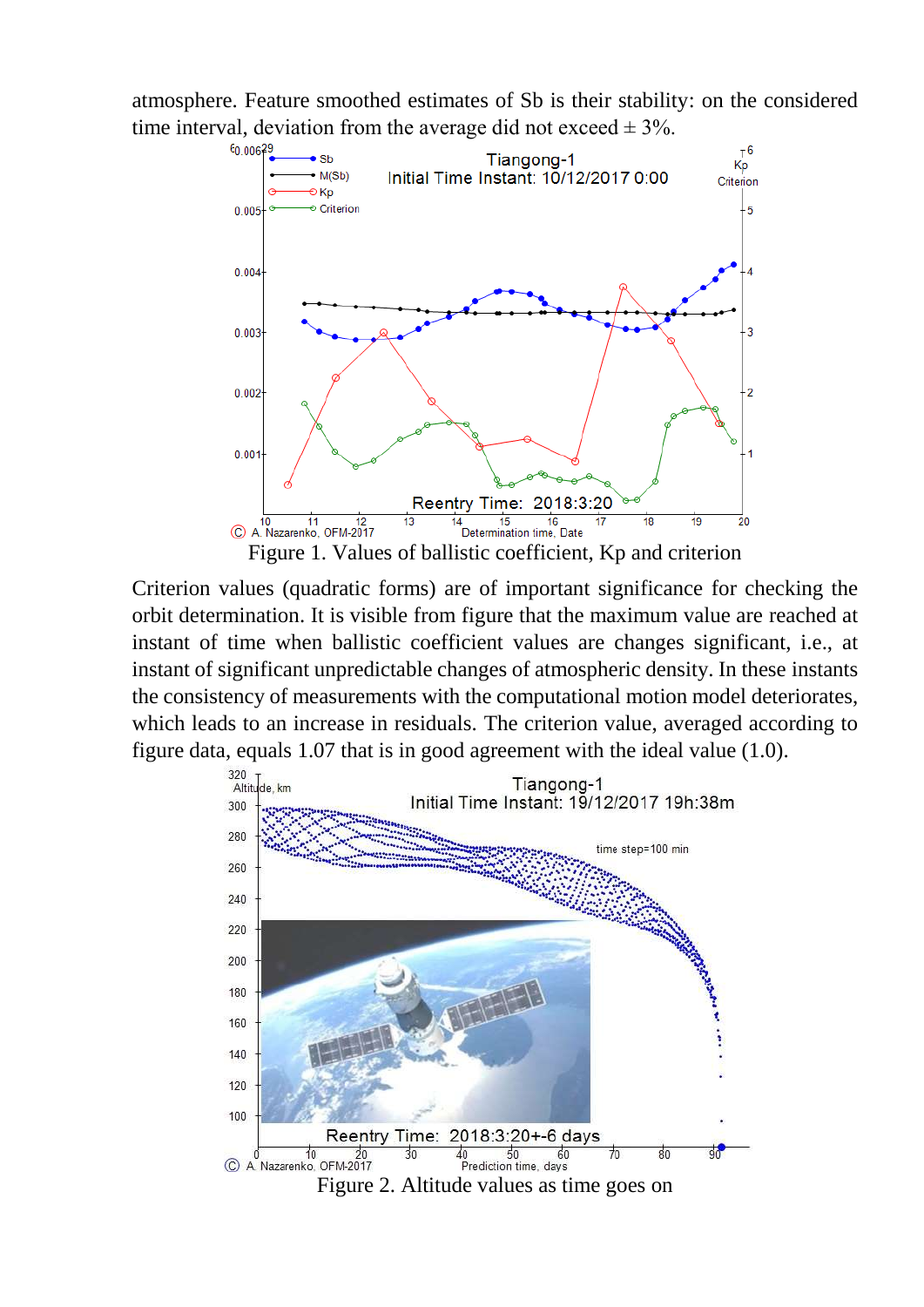atmosphere. Feature smoothed estimates of Sb is their stability: on the considered time interval, deviation from the average did not exceed ± 3%.

Figure 1. Values of ballistic coefficient, Kp and criterion

Criterion values (quadratic forms) are of important significance for checking the orbit determination. It is visible from figure that the maximum value are reached at instant of time when ballistic coefficient values are changes significant, i.e., at instant of significant unpredictable changes of atmospheric density. In these instants the consistency of measurements with the computational motion model deteriorates, which leads to an increase in residuals. The criterion value, averaged according to figure data, equals 1.07 that is in good agreement with the ideal value (1.0).

Figure 2. Altitude values as time goes on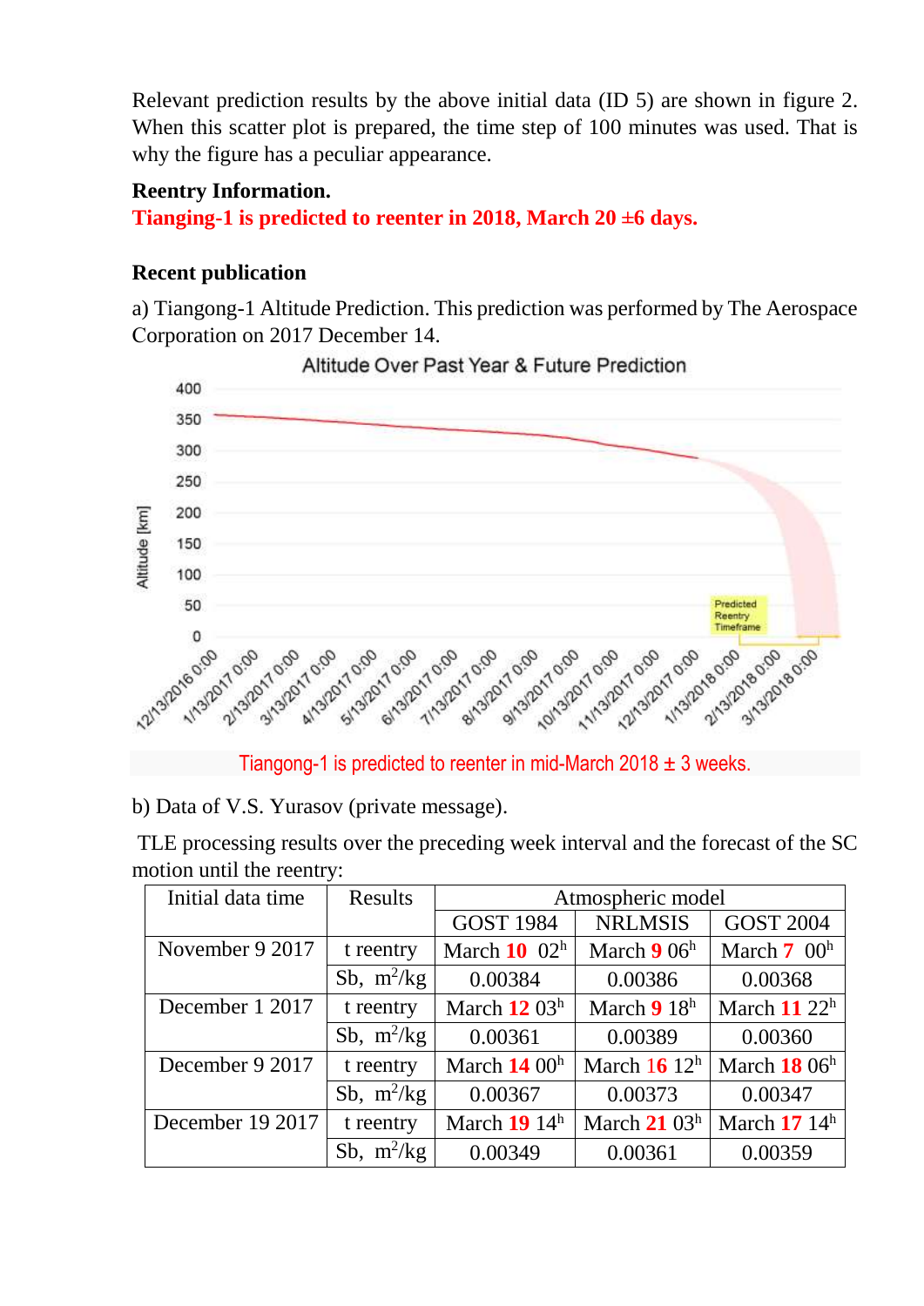Relevant prediction results by the above initial data (ID 5) are shown in figure 2. When this scatter plot is prepared, the time step of 100 minutes was used. That is why the figure has a peculiar appearance.

**Reentry Information.**

**Tianging-1 is predicted to reenter in 2018, March 20 ±6 days.**

**Recent publication**

a) Tiangong-1 Altitude Prediction. This prediction was performed by The Aerospace Corporation on 2017 December 14.

Altitude Over Past Year & Future Prediction

Tiangong-1 is predicted to reenter in mid-March 2018 ± 3 weeks.

b) Data of V.S. Yurasov (private message).

TLE processing results over the preceding week interval and the forecast of the SC motion until the reentry:

| Initial data time | Results | Atmospheric model | | |
|---|---|---|---|---|
| | | GOST 1984 | NRLMSIS | GOST 2004 |
| November 9 2017 | t reentry | March **10** $02^h$ | March **9** $06^h$ | March **7** $00^h$ |
| | Sb, $m^2/kg$ | 0.00384 | 0.00386 | 0.00368 |
| December 1 2017 | t reentry | March **12** $03^h$ | March **9** $18^h$ | March **11** $22^h$ |
| | Sb, $m^2/kg$ | 0.00361 | 0.00389 | 0.00360 |
| December 9 2017 | t reentry | March **14** $00^h$ | March **16** $12^h$ | March **18** $06^h$ |
| | Sb, $m^2/kg$ | 0.00367 | 0.00373 | 0.00347 |
| December 19 2017 | t reentry | March **19** $14^h$ | March **21** $03^h$ | March **17** $14^h$ |
| | Sb, $m^2/kg$ | 0.00349 | 0.00361 | 0.00359 |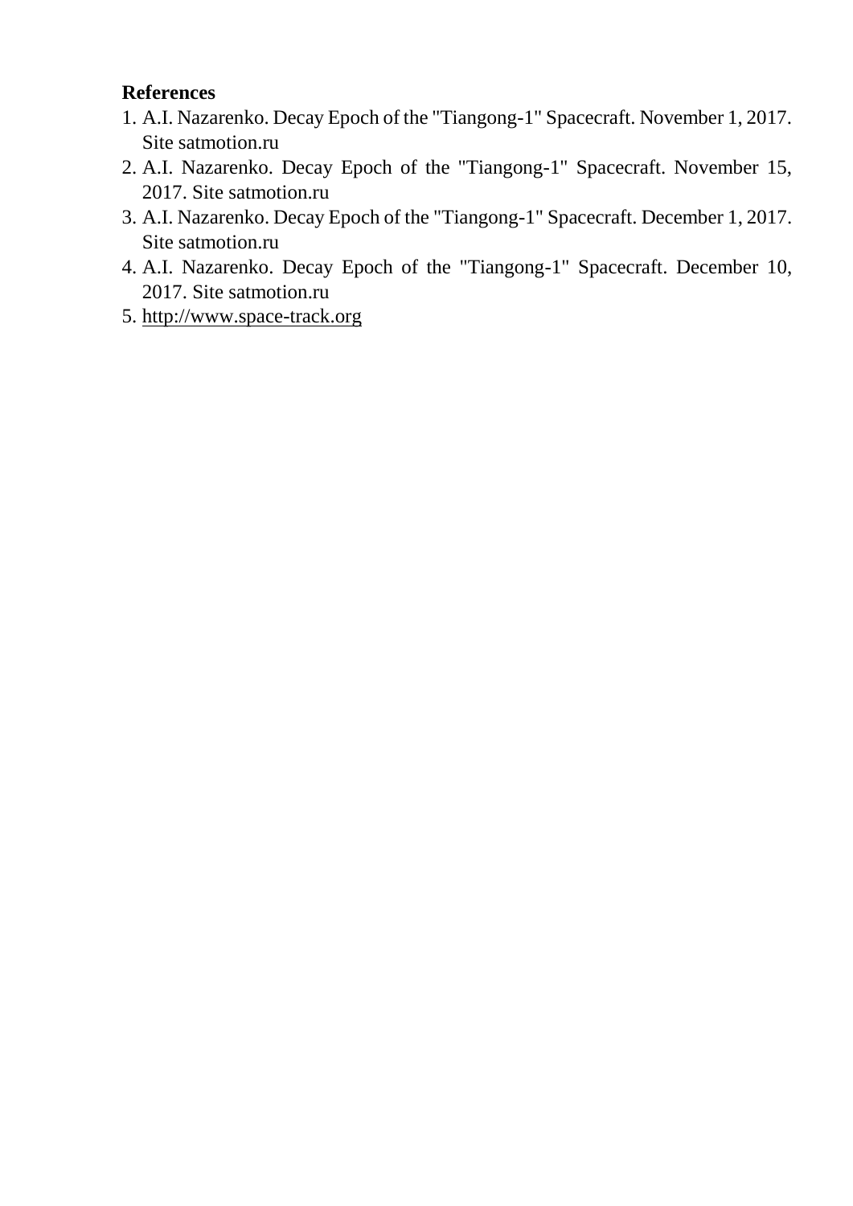**References**

1. A.I. Nazarenko. Decay Epoch of the "Tiangong-1" Spacecraft. November 1, 2017. Site satmotion.ru
2. A.I. Nazarenko. Decay Epoch of the "Tiangong-1" Spacecraft. November 15, 2017. Site satmotion.ru
3. A.I. Nazarenko. Decay Epoch of the "Tiangong-1" Spacecraft. December 1, 2017. Site satmotion.ru
4. A.I. Nazarenko. Decay Epoch of the "Tiangong-1" Spacecraft. December 10, 2017. Site satmotion.ru
5. http://www.space-track.org